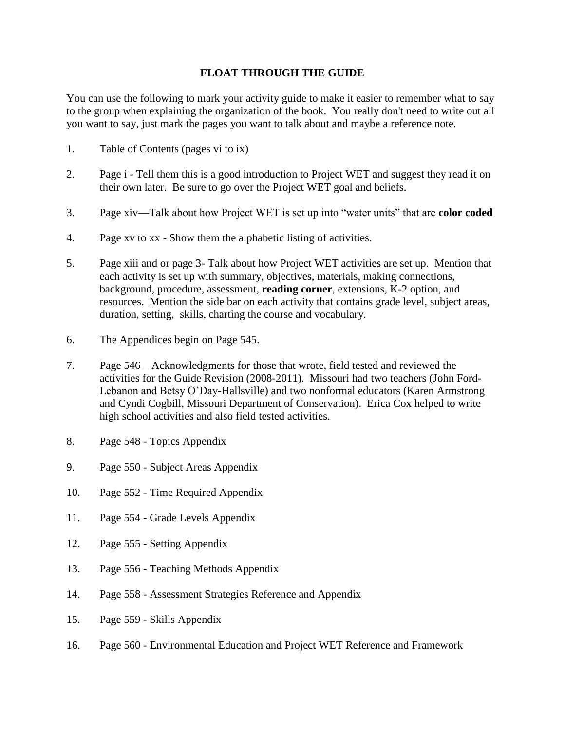# FLOAT THROUGH THE GUIDE

You can use the following to mark your activity guide to make it easier to remember what to say to the group when explaining the organization of the book. You really don't need to write out all you want to say, just mark the pages you want to talk about and maybe a reference note.

1. Table of Contents (pages vi to ix)

2. Page i - Tell them this is a good introduction to Project WET and suggest they read it on their own later. Be sure to go over the Project WET goal and beliefs.

3. Page xiv—Talk about how Project WET is set up into "water units" that are **color coded**

4. Page xv to xx - Show them the alphabetic listing of activities.

5. Page xiii and or page 3- Talk about how Project WET activities are set up. Mention that each activity is set up with summary, objectives, materials, making connections, background, procedure, assessment, **reading corner**, extensions, K-2 option, and resources. Mention the side bar on each activity that contains grade level, subject areas, duration, setting, skills, charting the course and vocabulary.

6. The Appendices begin on Page 545.

7. Page 546 – Acknowledgments for those that wrote, field tested and reviewed the activities for the Guide Revision (2008-2011). Missouri had two teachers (John Ford-Lebanon and Betsy O'Day-Hallsville) and two nonformal educators (Karen Armstrong and Cyndi Cogbill, Missouri Department of Conservation). Erica Cox helped to write high school activities and also field tested activities.

8. Page 548 - Topics Appendix

9. Page 550 - Subject Areas Appendix

10. Page 552 - Time Required Appendix

11. Page 554 - Grade Levels Appendix

12. Page 555 - Setting Appendix

13. Page 556 - Teaching Methods Appendix

14. Page 558 - Assessment Strategies Reference and Appendix

15. Page 559 - Skills Appendix

16. Page 560 - Environmental Education and Project WET Reference and Framework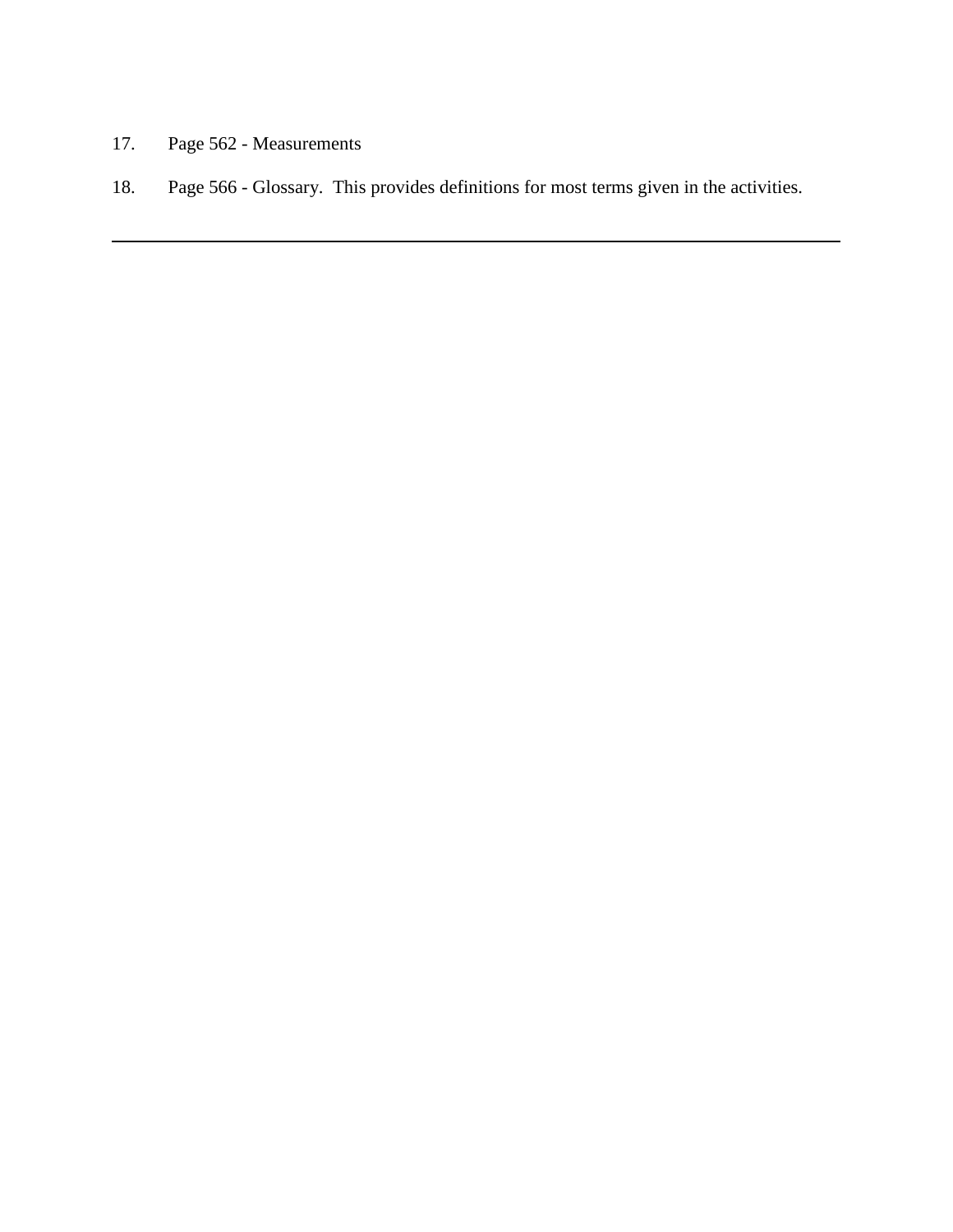17. Page 562 - Measurements

18. Page 566 - Glossary.  This provides definitions for most terms given in the activities.

---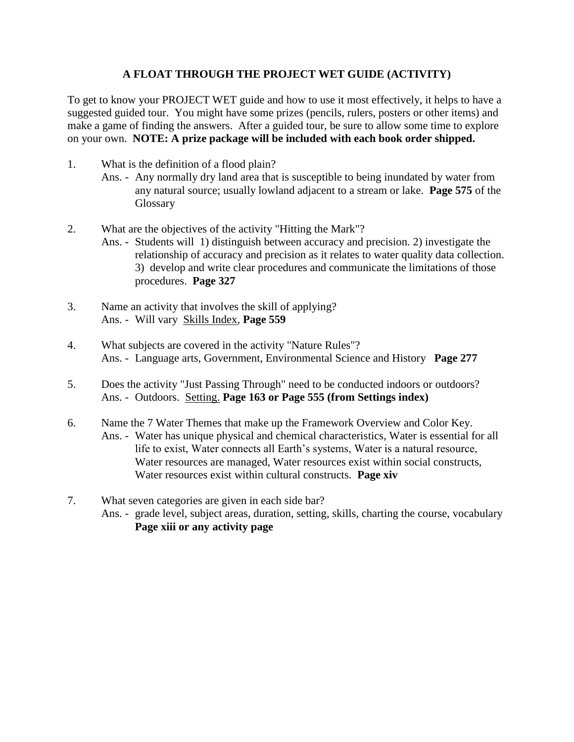## A FLOAT THROUGH THE PROJECT WET GUIDE (ACTIVITY)

To get to know your PROJECT WET guide and how to use it most effectively, it helps to have a suggested guided tour. You might have some prizes (pencils, rulers, posters or other items) and make a game of finding the answers. After a guided tour, be sure to allow some time to explore on your own. **NOTE: A prize package will be included with each book order shipped.**

1. What is the definition of a flood plain?
   Ans. - Any normally dry land area that is susceptible to being inundated by water from any natural source; usually lowland adjacent to a stream or lake. **Page 575** of the Glossary

2. What are the objectives of the activity "Hitting the Mark"?
   Ans. - Students will 1) distinguish between accuracy and precision. 2) investigate the relationship of accuracy and precision as it relates to water quality data collection. 3) develop and write clear procedures and communicate the limitations of those procedures. **Page 327**

3. Name an activity that involves the skill of applying?
   Ans. - Will vary <u>Skills Index</u>, **Page 559**

4. What subjects are covered in the activity "Nature Rules"?
   Ans. - Language arts, Government, Environmental Science and History **Page 277**

5. Does the activity "Just Passing Through" need to be conducted indoors or outdoors?
   Ans. - Outdoors. <u>Setting.</u> **Page 163 or Page 555 (from Settings index)**

6. Name the 7 Water Themes that make up the Framework Overview and Color Key.
   Ans. - Water has unique physical and chemical characteristics, Water is essential for all life to exist, Water connects all Earth's systems, Water is a natural resource, Water resources are managed, Water resources exist within social constructs, Water resources exist within cultural constructs. **Page xiv**

7. What seven categories are given in each side bar?
   Ans. - grade level, subject areas, duration, setting, skills, charting the course, vocabulary **Page xiii or any activity page**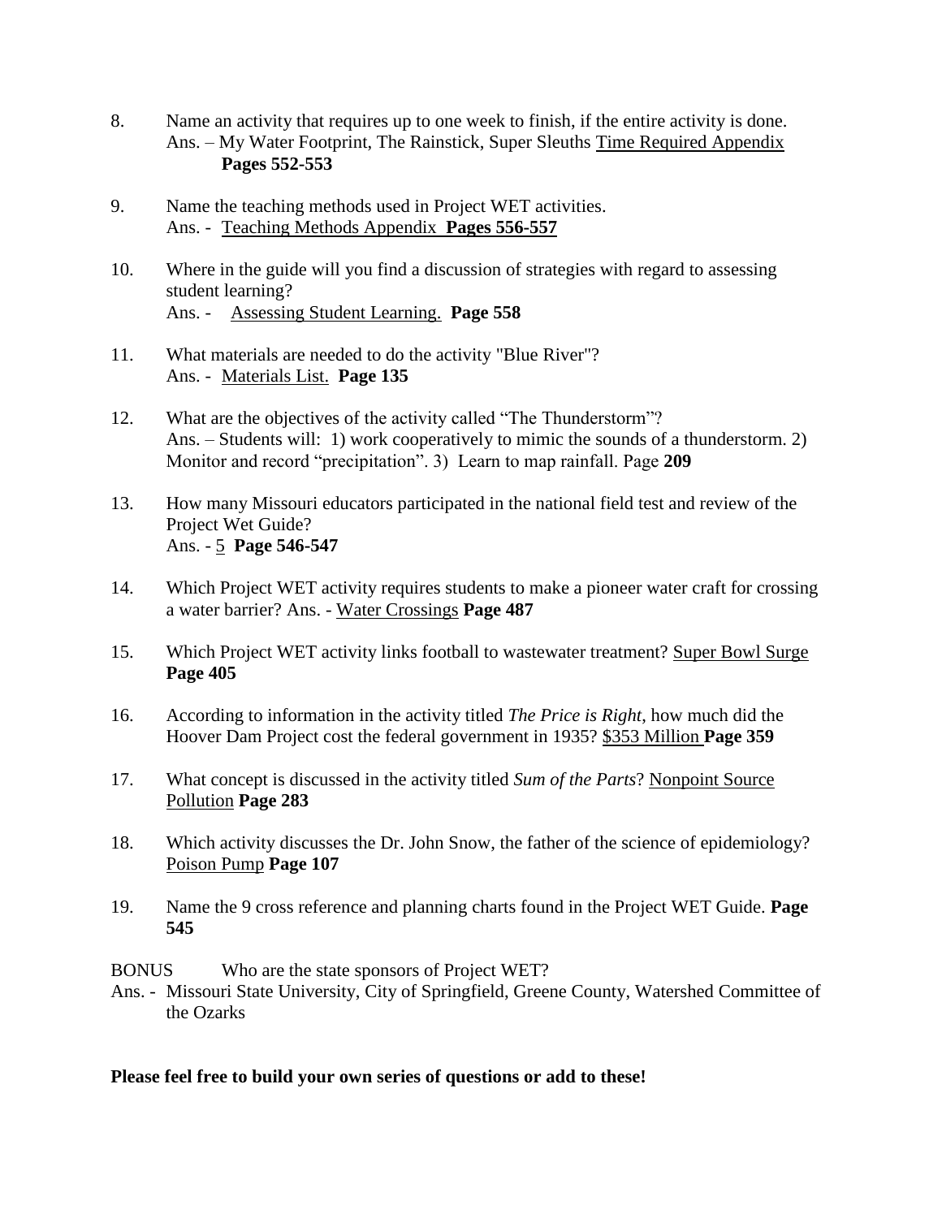8. Name an activity that requires up to one week to finish, if the entire activity is done.
   Ans. – My Water Footprint, The Rainstick, Super Sleuths Time Required Appendix **Pages 552-553**

9. Name the teaching methods used in Project WET activities.
   Ans. - Teaching Methods Appendix **Pages 556-557**

10. Where in the guide will you find a discussion of strategies with regard to assessing student learning?
    Ans. - Assessing Student Learning. **Page 558**

11. What materials are needed to do the activity "Blue River"?
    Ans. - Materials List. **Page 135**

12. What are the objectives of the activity called "The Thunderstorm"?
    Ans. – Students will: 1) work cooperatively to mimic the sounds of a thunderstorm. 2) Monitor and record "precipitation". 3) Learn to map rainfall. Page **209**

13. How many Missouri educators participated in the national field test and review of the Project Wet Guide?
    Ans. - 5 **Page 546-547**

14. Which Project WET activity requires students to make a pioneer water craft for crossing a water barrier? Ans. - Water Crossings **Page 487**

15. Which Project WET activity links football to wastewater treatment? Super Bowl Surge **Page 405**

16. According to information in the activity titled *The Price is Right*, how much did the Hoover Dam Project cost the federal government in 1935? $353 Million **Page 359**

17. What concept is discussed in the activity titled *Sum of the Parts*? Nonpoint Source Pollution **Page 283**

18. Which activity discusses the Dr. John Snow, the father of the science of epidemiology? Poison Pump **Page 107**

19. Name the 9 cross reference and planning charts found in the Project WET Guide. **Page 545**

BONUS Who are the state sponsors of Project WET?

Ans. - Missouri State University, City of Springfield, Greene County, Watershed Committee of the Ozarks

**Please feel free to build your own series of questions or add to these!**